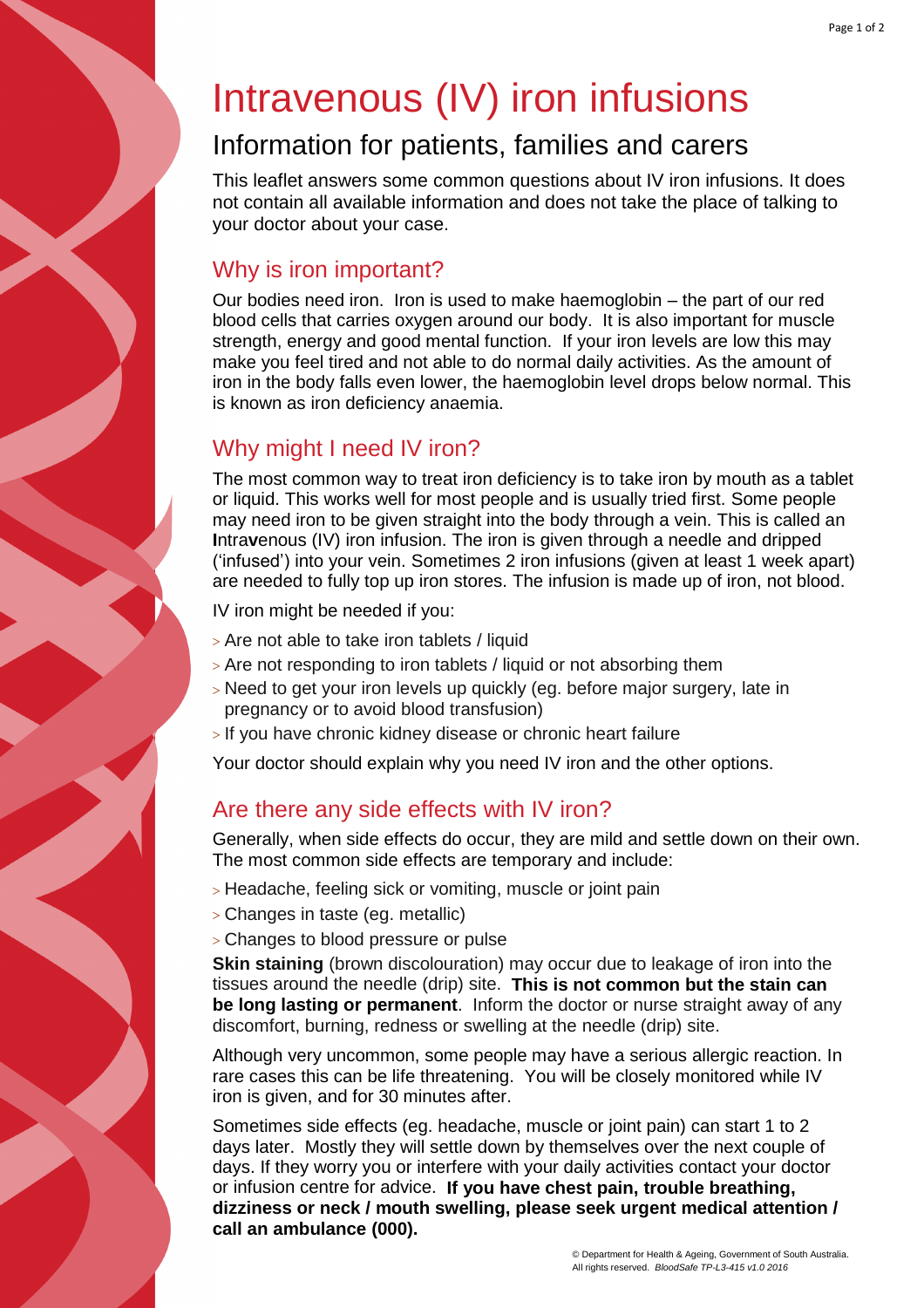# Intravenous (IV) iron infusions

## Information for patients, families and carers

This leaflet answers some common questions about IV iron infusions. It does not contain all available information and does not take the place of talking to your doctor about your case.

## Why is iron important?

Our bodies need iron. Iron is used to make haemoglobin – the part of our red blood cells that carries oxygen around our body. It is also important for muscle strength, energy and good mental function. If your iron levels are low this may make you feel tired and not able to do normal daily activities. As the amount of iron in the body falls even lower, the haemoglobin level drops below normal. This is known as iron deficiency anaemia.

## Why might I need IV iron?

The most common way to treat iron deficiency is to take iron by mouth as a tablet or liquid. This works well for most people and is usually tried first. Some people may need iron to be given straight into the body through a vein. This is called an **I**ntra**v**enous (IV) iron infusion. The iron is given through a needle and dripped ('infused') into your vein. Sometimes 2 iron infusions (given at least 1 week apart) are needed to fully top up iron stores. The infusion is made up of iron, not blood.

IV iron might be needed if you:

- Are not able to take iron tablets / liquid
- Are not responding to iron tablets / liquid or not absorbing them
- Need to get your iron levels up quickly (eg. before major surgery, late in pregnancy or to avoid blood transfusion)
- If you have chronic kidney disease or chronic heart failure

Your doctor should explain why you need IV iron and the other options.

## Are there any side effects with IV iron?

Generally, when side effects do occur, they are mild and settle down on their own. The most common side effects are temporary and include:

- Headache, feeling sick or vomiting, muscle or joint pain
- Changes in taste (eg. metallic)
- Changes to blood pressure or pulse

**Skin staining** (brown discolouration) may occur due to leakage of iron into the tissues around the needle (drip) site. **This is not common but the stain can be long lasting or permanent**. Inform the doctor or nurse straight away of any discomfort, burning, redness or swelling at the needle (drip) site.

Although very uncommon, some people may have a serious allergic reaction. In rare cases this can be life threatening. You will be closely monitored while IV iron is given, and for 30 minutes after.

Sometimes side effects (eg. headache, muscle or joint pain) can start 1 to 2 days later. Mostly they will settle down by themselves over the next couple of days. If they worry you or interfere with your daily activities contact your doctor or infusion centre for advice. **If you have chest pain, trouble breathing, dizziness or neck / mouth swelling, please seek urgent medical attention / call an ambulance (000).**

© Department for Health & Ageing, Government of South Australia. All rights reserved. *BloodSafe TP-L3-415 v1.0 2016*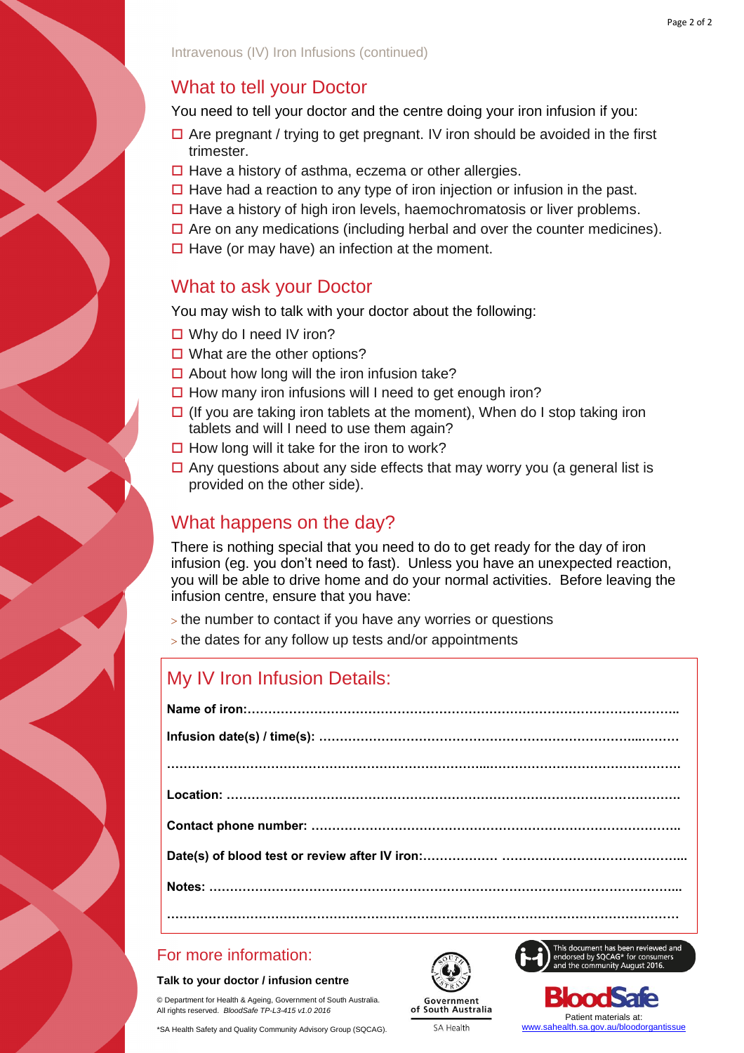Intravenous (IV) Iron Infusions (continued)

## What to tell your Doctor

You need to tell your doctor and the centre doing your iron infusion if you:

- ☐ Are pregnant / trying to get pregnant. IV iron should be avoided in the first trimester.
- ☐ Have a history of asthma, eczema or other allergies.
- ☐ Have had a reaction to any type of iron injection or infusion in the past.
- ☐ Have a history of high iron levels, haemochromatosis or liver problems.
- ☐ Are on any medications (including herbal and over the counter medicines).
- ☐ Have (or may have) an infection at the moment.

## What to ask your Doctor

You may wish to talk with your doctor about the following:

- ☐ Why do I need IV iron?
- ☐ What are the other options?
- ☐ About how long will the iron infusion take?
- ☐ How many iron infusions will I need to get enough iron?
- ☐ (If you are taking iron tablets at the moment), When do I stop taking iron tablets and will I need to use them again?
- ☐ How long will it take for the iron to work?
- ☐ Any questions about any side effects that may worry you (a general list is provided on the other side).

## What happens on the day?

There is nothing special that you need to do to get ready for the day of iron infusion (eg. you don't need to fast). Unless you have an unexpected reaction, you will be able to drive home and do your normal activities. Before leaving the infusion centre, ensure that you have:

> the number to contact if you have any worries or questions

> the dates for any follow up tests and/or appointments

## My IV Iron Infusion Details:

**Name of iron:**…………………………………………………………………………………………..

**Infusion date(s) / time(s):** ………………………………………………………………………..………

……………………………………………………………………...……………………………………….

**Location:** ……………………………………………………………………………………………….

**Contact phone number:** ……………………………………………………………………………..

**Date(s) of blood test or review after IV iron:**……………… ……………………………………...

**Notes:** …………………………………………………………………………………………………...

…………………………………………………………………………………………………………….

## For more information:

**Talk to your doctor / infusion centre**

© Department for Health & Ageing, Government of South Australia. All rights reserved. *BloodSafe TP-L3-415 v1.0 2016*

*SA Health Safety and Quality Community Advisory Group (SQCAG).

Government of South Australia

SA Health

This document has been reviewed and endorsed by SQCAG* for consumers and the community August 2016.

BloodSafe

Patient materials at: www.sahealth.sa.gov.au/bloodorgantissue